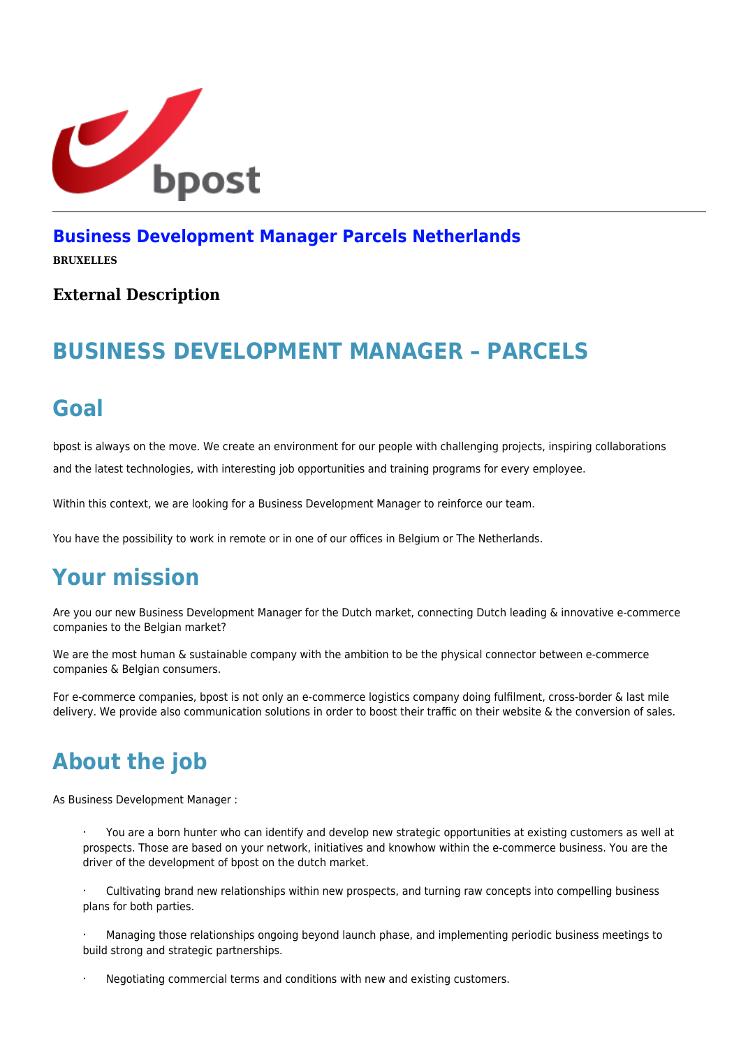# Business Development Manager Parcels Netherlands

**BRUXELLES**

### External Description

## BUSINESS DEVELOPMENT MANAGER – PARCELS

## Goal

bpost is always on the move. We create an environment for our people with challenging projects, inspiring collaborations and the latest technologies, with interesting job opportunities and training programs for every employee.

Within this context, we are looking for a Business Development Manager to reinforce our team.

You have the possibility to work in remote or in one of our offices in Belgium or The Netherlands.

## Your mission

Are you our new Business Development Manager for the Dutch market, connecting Dutch leading & innovative e-commerce companies to the Belgian market?

We are the most human & sustainable company with the ambition to be the physical connector between e-commerce companies & Belgian consumers.

For e-commerce companies, bpost is not only an e-commerce logistics company doing fulfilment, cross-border & last mile delivery. We provide also communication solutions in order to boost their traffic on their website & the conversion of sales.

## About the job

As Business Development Manager :

- You are a born hunter who can identify and develop new strategic opportunities at existing customers as well at prospects. Those are based on your network, initiatives and knowhow within the e-commerce business. You are the driver of the development of bpost on the dutch market.
- Cultivating brand new relationships within new prospects, and turning raw concepts into compelling business plans for both parties.
- Managing those relationships ongoing beyond launch phase, and implementing periodic business meetings to build strong and strategic partnerships.
- Negotiating commercial terms and conditions with new and existing customers.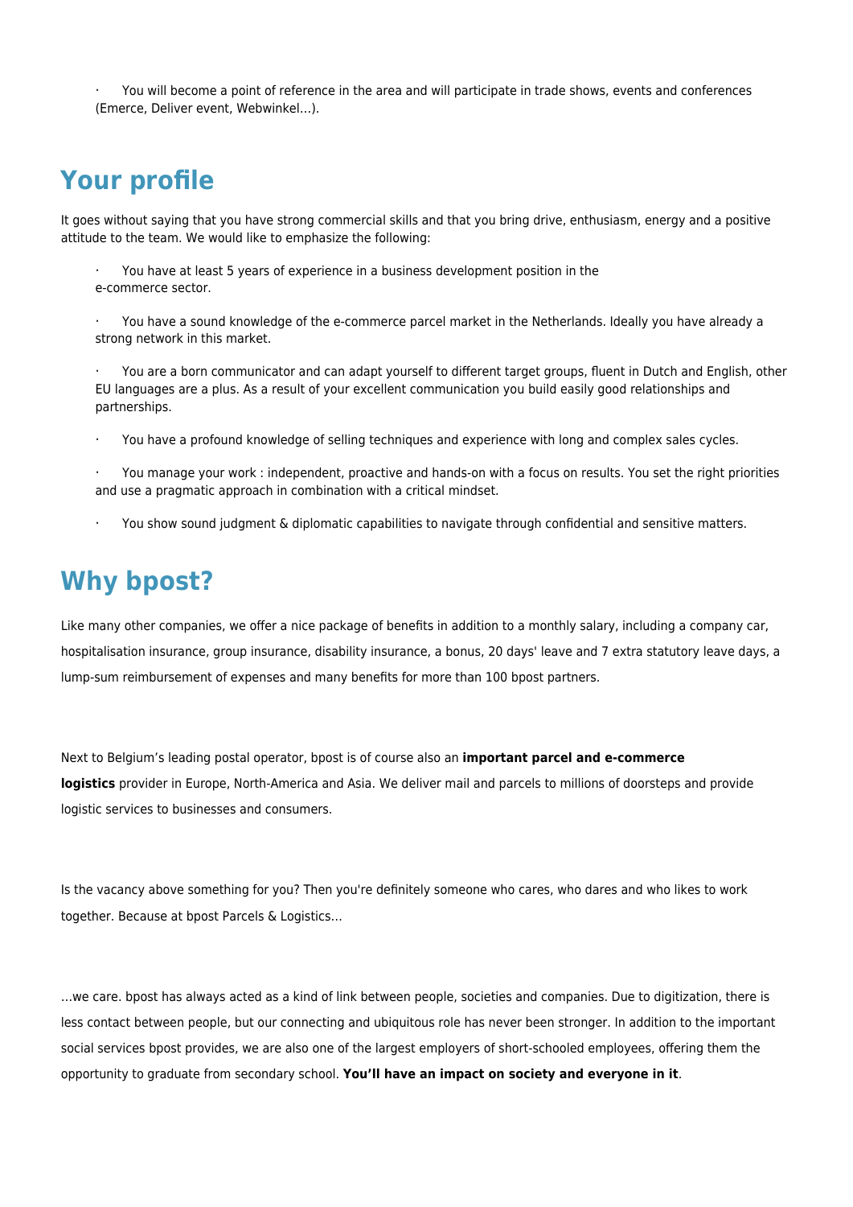- You will become a point of reference in the area and will participate in trade shows, events and conferences (Emerce, Deliver event, Webwinkel…).

## Your profile

It goes without saying that you have strong commercial skills and that you bring drive, enthusiasm, energy and a positive attitude to the team. We would like to emphasize the following:

- You have at least 5 years of experience in a business development position in the e-commerce sector.
- You have a sound knowledge of the e-commerce parcel market in the Netherlands. Ideally you have already a strong network in this market.
- You are a born communicator and can adapt yourself to different target groups, fluent in Dutch and English, other EU languages are a plus. As a result of your excellent communication you build easily good relationships and partnerships.
- You have a profound knowledge of selling techniques and experience with long and complex sales cycles.
- You manage your work : independent, proactive and hands-on with a focus on results. You set the right priorities and use a pragmatic approach in combination with a critical mindset.
- You show sound judgment & diplomatic capabilities to navigate through confidential and sensitive matters.

## Why bpost?

Like many other companies, we offer a nice package of benefits in addition to a monthly salary, including a company car, hospitalisation insurance, group insurance, disability insurance, a bonus, 20 days' leave and 7 extra statutory leave days, a lump-sum reimbursement of expenses and many benefits for more than 100 bpost partners.

Next to Belgium's leading postal operator, bpost is of course also an **important parcel and e-commerce logistics** provider in Europe, North-America and Asia. We deliver mail and parcels to millions of doorsteps and provide logistic services to businesses and consumers.

Is the vacancy above something for you? Then you're definitely someone who cares, who dares and who likes to work together. Because at bpost Parcels & Logistics…

…we care. bpost has always acted as a kind of link between people, societies and companies. Due to digitization, there is less contact between people, but our connecting and ubiquitous role has never been stronger. In addition to the important social services bpost provides, we are also one of the largest employers of short-schooled employees, offering them the opportunity to graduate from secondary school. **You'll have an impact on society and everyone in it**.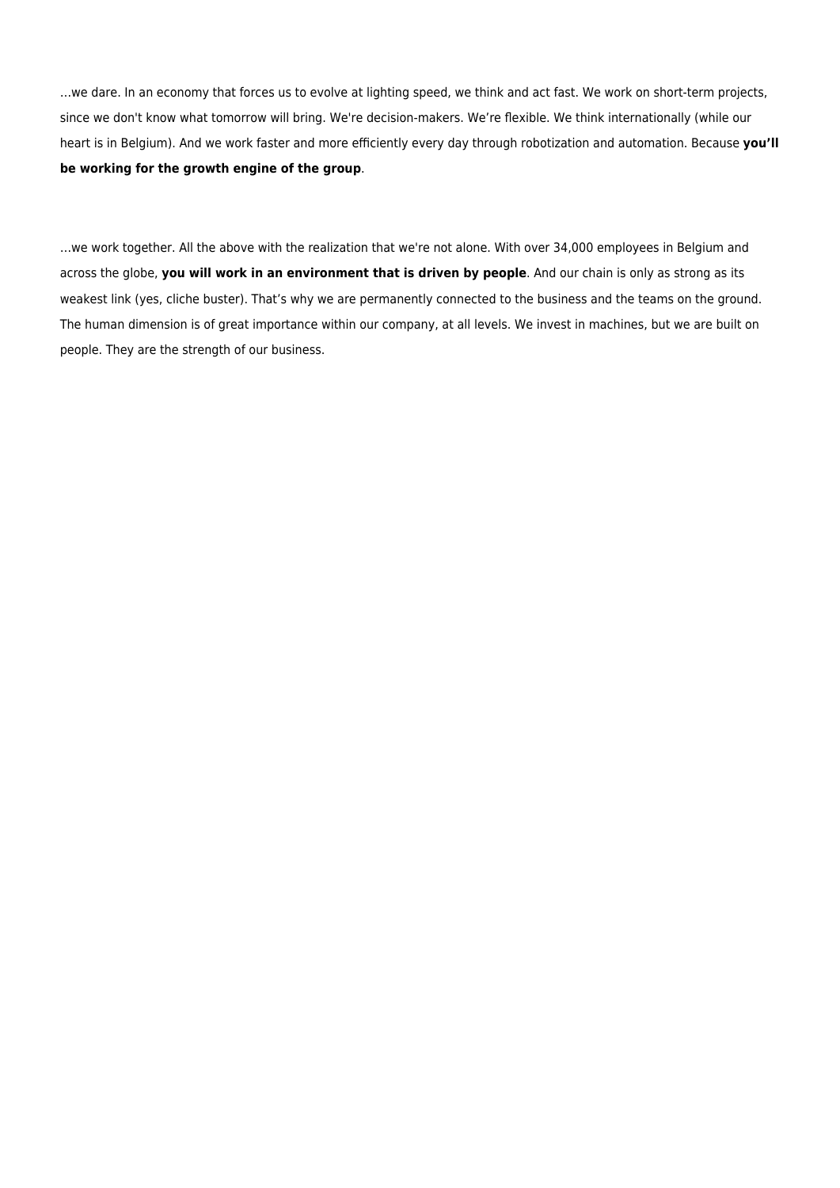…we dare. In an economy that forces us to evolve at lighting speed, we think and act fast. We work on short-term projects, since we don't know what tomorrow will bring. We're decision-makers. We're flexible. We think internationally (while our heart is in Belgium). And we work faster and more efficiently every day through robotization and automation. Because **you'll be working for the growth engine of the group**.

…we work together. All the above with the realization that we're not alone. With over 34,000 employees in Belgium and across the globe, **you will work in an environment that is driven by people**. And our chain is only as strong as its weakest link (yes, cliche buster). That's why we are permanently connected to the business and the teams on the ground. The human dimension is of great importance within our company, at all levels. We invest in machines, but we are built on people. They are the strength of our business.